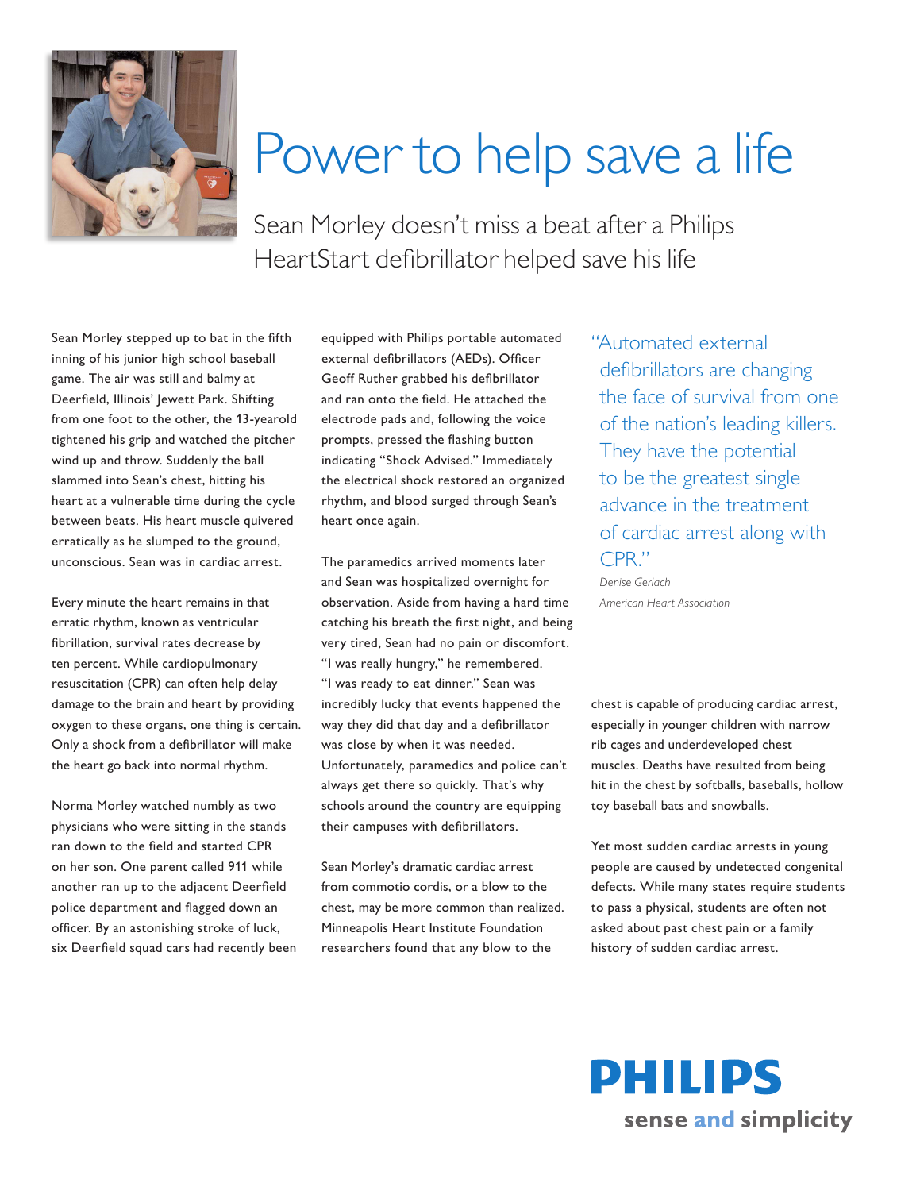# Power to help save a life

## Sean Morley doesn't miss a beat after a Philips HeartStart defibrillator helped save his life

Sean Morley stepped up to bat in the fifth inning of his junior high school baseball game. The air was still and balmy at Deerfield, Illinois' Jewett Park. Shifting from one foot to the other, the 13-yearold tightened his grip and watched the pitcher wind up and throw. Suddenly the ball slammed into Sean's chest, hitting his heart at a vulnerable time during the cycle between beats. His heart muscle quivered erratically as he slumped to the ground, unconscious. Sean was in cardiac arrest.

Every minute the heart remains in that erratic rhythm, known as ventricular fibrillation, survival rates decrease by ten percent. While cardiopulmonary resuscitation (CPR) can often help delay damage to the brain and heart by providing oxygen to these organs, one thing is certain. Only a shock from a defibrillator will make the heart go back into normal rhythm.

Norma Morley watched numbly as two physicians who were sitting in the stands ran down to the field and started CPR on her son. One parent called 911 while another ran up to the adjacent Deerfield police department and flagged down an officer. By an astonishing stroke of luck, six Deerfield squad cars had recently been equipped with Philips portable automated external defibrillators (AEDs). Officer Geoff Ruther grabbed his defibrillator and ran onto the field. He attached the electrode pads and, following the voice prompts, pressed the flashing button indicating "Shock Advised." Immediately the electrical shock restored an organized rhythm, and blood surged through Sean's heart once again.

The paramedics arrived moments later and Sean was hospitalized overnight for observation. Aside from having a hard time catching his breath the first night, and being very tired, Sean had no pain or discomfort. "I was really hungry," he remembered. "I was ready to eat dinner." Sean was incredibly lucky that events happened the way they did that day and a defibrillator was close by when it was needed. Unfortunately, paramedics and police can't always get there so quickly. That's why schools around the country are equipping their campuses with defibrillators.

Sean Morley's dramatic cardiac arrest from commotio cordis, or a blow to the chest, may be more common than realized. Minneapolis Heart Institute Foundation researchers found that any blow to the chest is capable of producing cardiac arrest, especially in younger children with narrow rib cages and underdeveloped chest muscles. Deaths have resulted from being hit in the chest by softballs, baseballs, hollow toy baseball bats and snowballs.

Yet most sudden cardiac arrests in young people are caused by undetected congenital defects. While many states require students to pass a physical, students are often not asked about past chest pain or a family history of sudden cardiac arrest.

> "Automated external defibrillators are changing the face of survival from one of the nation's leading killers. They have the potential to be the greatest single advance in the treatment of cardiac arrest along with CPR."
>
> *Denise Gerlach*
> *American Heart Association*

**PHILIPS**
sense and simplicity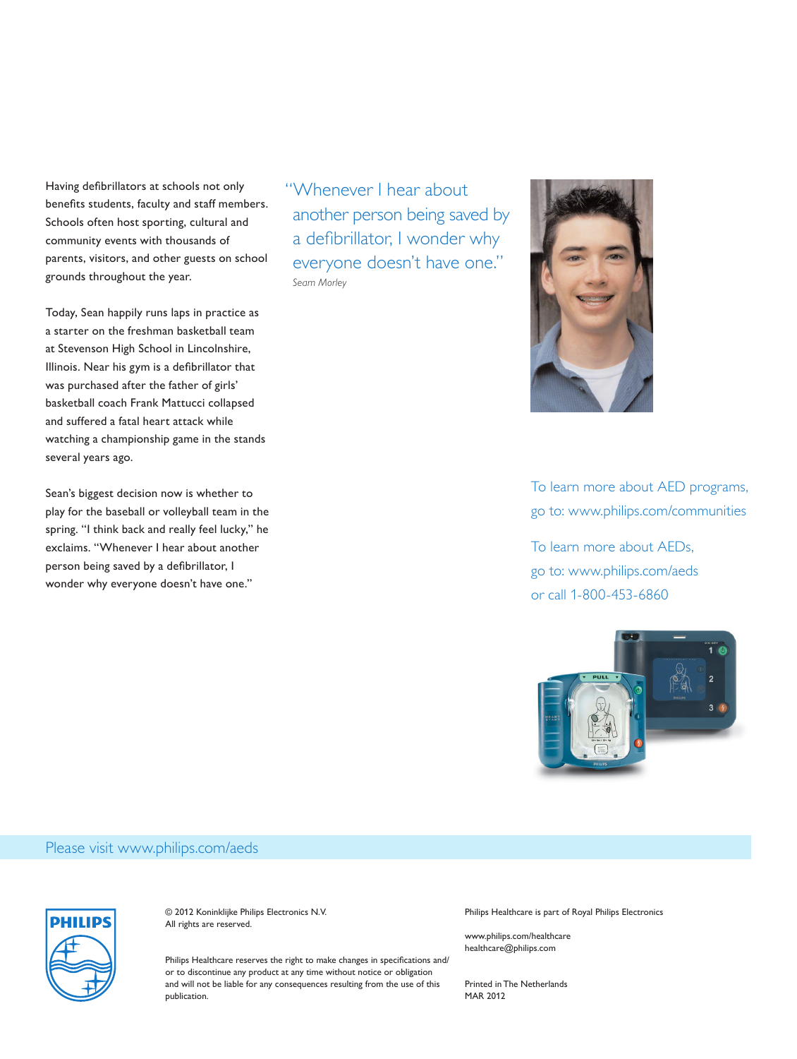Having defibrillators at schools not only benefits students, faculty and staff members. Schools often host sporting, cultural and community events with thousands of parents, visitors, and other guests on school grounds throughout the year.

Today, Sean happily runs laps in practice as a starter on the freshman basketball team at Stevenson High School in Lincolnshire, Illinois. Near his gym is a defibrillator that was purchased after the father of girls' basketball coach Frank Mattucci collapsed and suffered a fatal heart attack while watching a championship game in the stands several years ago.

Sean's biggest decision now is whether to play for the baseball or volleyball team in the spring. "I think back and really feel lucky," he exclaims. "Whenever I hear about another person being saved by a defibrillator, I wonder why everyone doesn't have one."

"Whenever I hear about another person being saved by a defibrillator, I wonder why everyone doesn't have one."

*Seam Morley*

To learn more about AED programs, go to: www.philips.com/communities

To learn more about AEDs, go to: www.philips.com/aeds or call 1-800-453-6860

Please visit www.philips.com/aeds

© 2012 Koninklijke Philips Electronics N.V.
All rights are reserved.

Philips Healthcare reserves the right to make changes in specifications and/or to discontinue any product at any time without notice or obligation and will not be liable for any consequences resulting from the use of this publication.

Philips Healthcare is part of Royal Philips Electronics

www.philips.com/healthcare
healthcare@philips.com

Printed in The Netherlands
MAR 2012